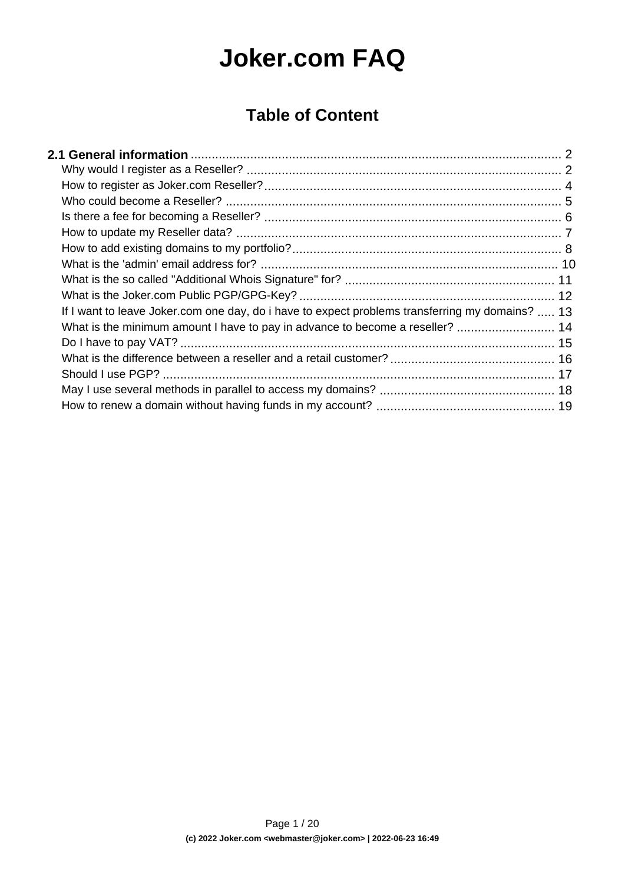# Joker.com FAQ

## Table of Content

**2.1 General information** ........ 2

- Why would I register as a Reseller? ........ 2
- How to register as Joker.com Reseller? ........ 4
- Who could become a Reseller? ........ 5
- Is there a fee for becoming a Reseller? ........ 6
- How to update my Reseller data? ........ 7
- How to add existing domains to my portfolio? ........ 8
- What is the 'admin' email address for? ........ 10
- What is the so called "Additional Whois Signature" for? ........ 11
- What is the Joker.com Public PGP/GPG-Key? ........ 12
- If I want to leave Joker.com one day, do i have to expect problems transferring my domains? ........ 13
- What is the minimum amount I have to pay in advance to become a reseller? ........ 14
- Do I have to pay VAT? ........ 15
- What is the difference between a reseller and a retail customer? ........ 16
- Should I use PGP? ........ 17
- May I use several methods in parallel to access my domains? ........ 18
- How to renew a domain without having funds in my account? ........ 19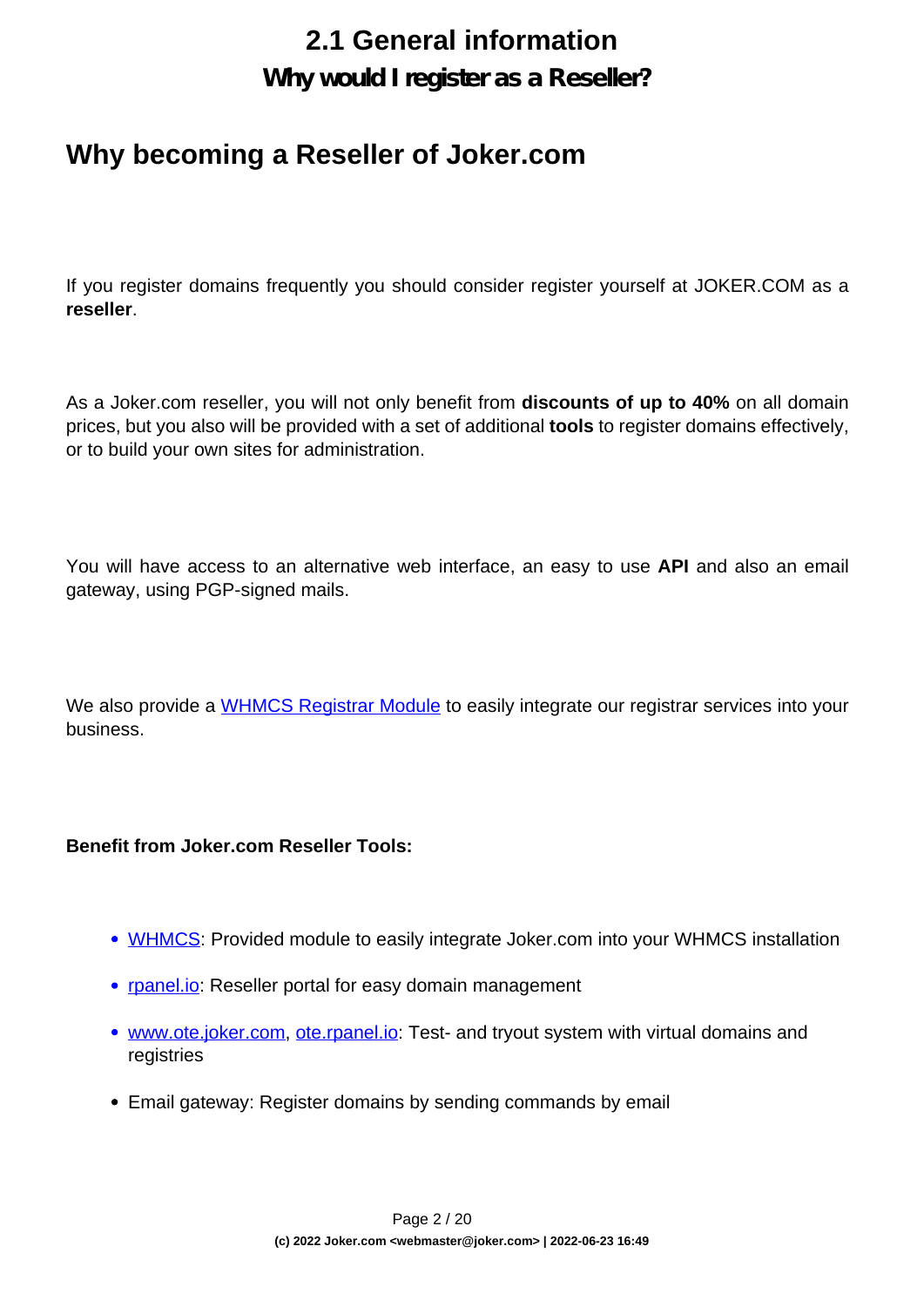# 2.1 General information

## Why would I register as a Reseller?

## Why becoming a Reseller of Joker.com

If you register domains frequently you should consider register yourself at JOKER.COM as a **reseller**.

As a Joker.com reseller, you will not only benefit from **discounts of up to 40%** on all domain prices, but you also will be provided with a set of additional **tools** to register domains effectively, or to build your own sites for administration.

You will have access to an alternative web interface, an easy to use **API** and also an email gateway, using PGP-signed mails.

We also provide a WHMCS Registrar Module to easily integrate our registrar services into your business.

**Benefit from Joker.com Reseller Tools:**

- WHMCS: Provided module to easily integrate Joker.com into your WHMCS installation
- rpanel.io: Reseller portal for easy domain management
- www.ote.joker.com, ote.rpanel.io: Test- and tryout system with virtual domains and registries
- Email gateway: Register domains by sending commands by email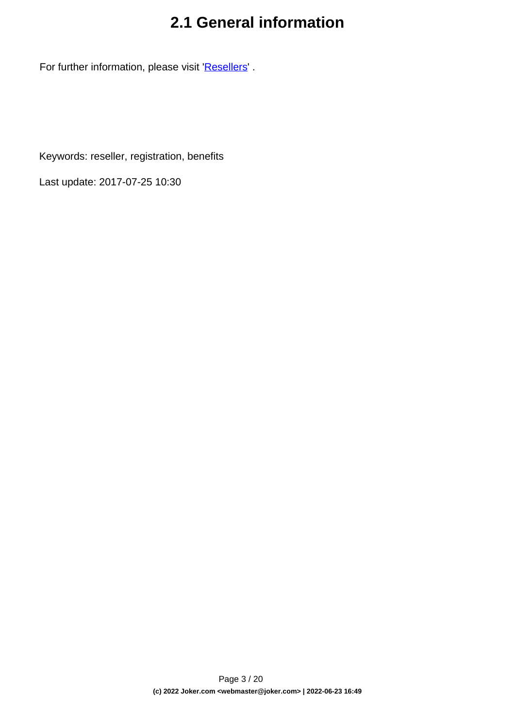# 2.1 General information

For further information, please visit 'Resellers' .

Keywords: reseller, registration, benefits

Last update: 2017-07-25 10:30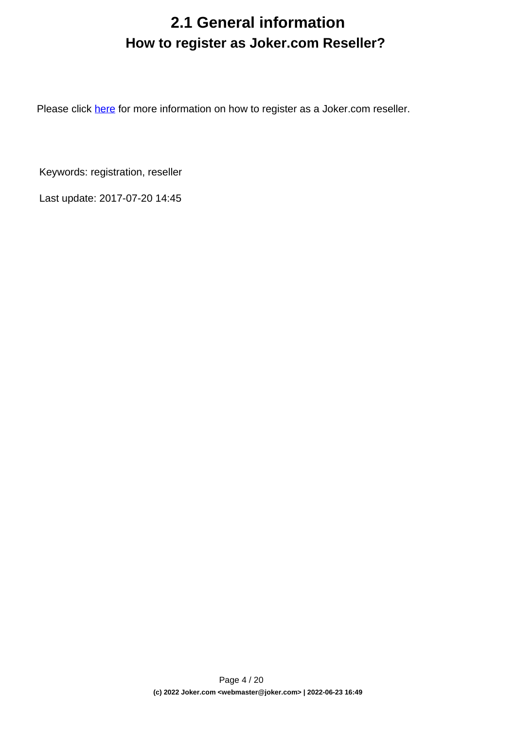# 2.1 General information

## How to register as Joker.com Reseller?

Please click here for more information on how to register as a Joker.com reseller.

Keywords: registration, reseller

Last update: 2017-07-20 14:45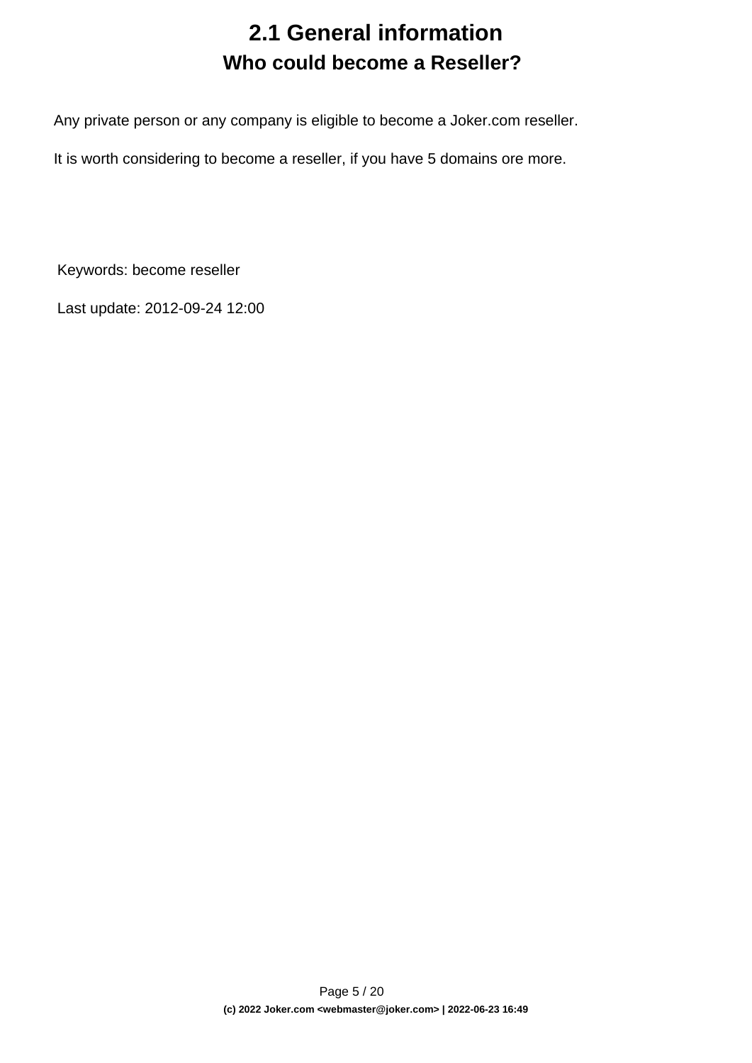# 2.1 General information

## Who could become a Reseller?

Any private person or any company is eligible to become a Joker.com reseller.

It is worth considering to become a reseller, if you have 5 domains ore more.

Keywords: become reseller

Last update: 2012-09-24 12:00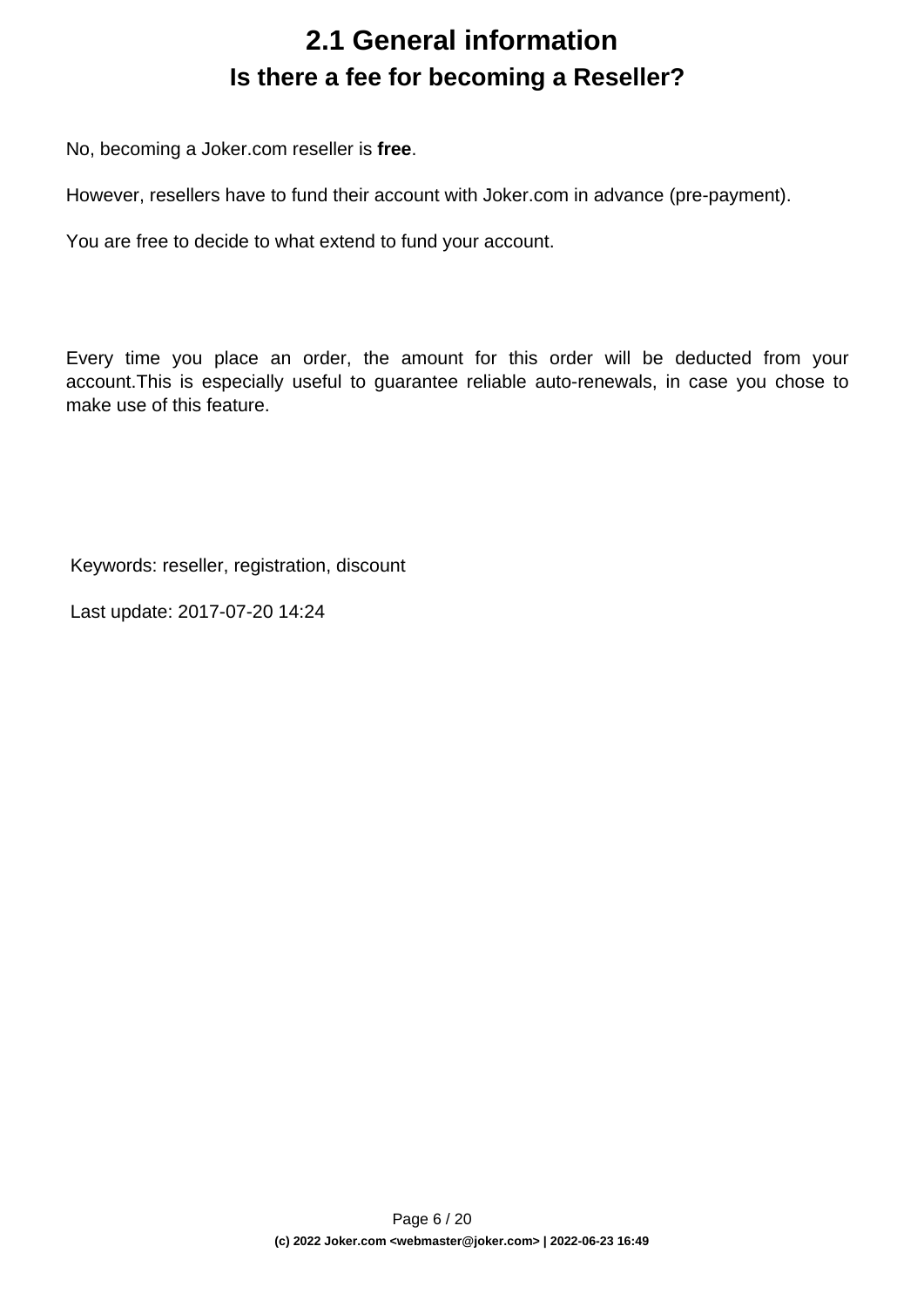# 2.1 General information

## Is there a fee for becoming a Reseller?

No, becoming a Joker.com reseller is **free**.

However, resellers have to fund their account with Joker.com in advance (pre-payment).

You are free to decide to what extend to fund your account.

Every time you place an order, the amount for this order will be deducted from your account.This is especially useful to guarantee reliable auto-renewals, in case you chose to make use of this feature.

Keywords: reseller, registration, discount

Last update: 2017-07-20 14:24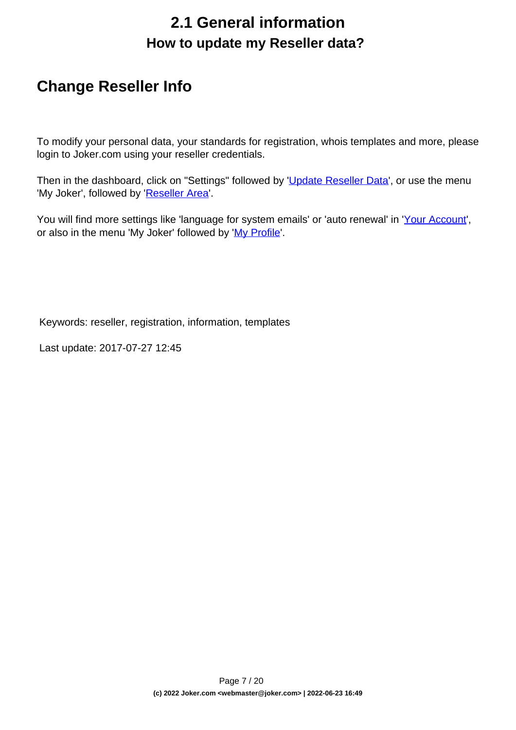# 2.1 General information

## How to update my Reseller data?

## Change Reseller Info

To modify your personal data, your standards for registration, whois templates and more, please login to Joker.com using your reseller credentials.

Then in the dashboard, click on "Settings" followed by 'Update Reseller Data', or use the menu 'My Joker', followed by 'Reseller Area'.

You will find more settings like 'language for system emails' or 'auto renewal' in 'Your Account', or also in the menu 'My Joker' followed by 'My Profile'.

Keywords: reseller, registration, information, templates

Last update: 2017-07-27 12:45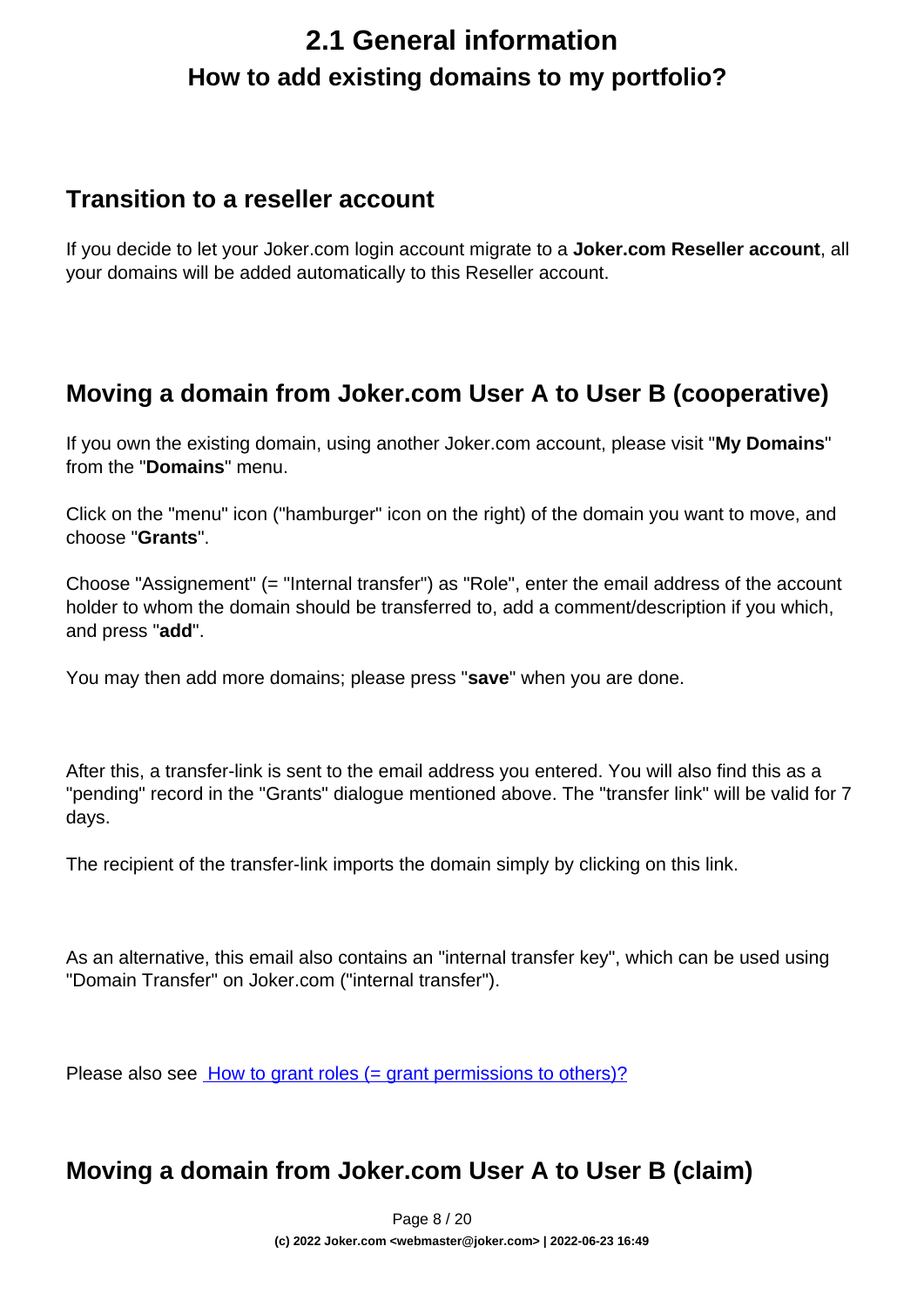# 2.1 General information

## How to add existing domains to my portfolio?

### Transition to a reseller account

If you decide to let your Joker.com login account migrate to a **Joker.com Reseller account**, all your domains will be added automatically to this Reseller account.

### Moving a domain from Joker.com User A to User B (cooperative)

If you own the existing domain, using another Joker.com account, please visit "**My Domains**" from the "**Domains**" menu.

Click on the "menu" icon ("hamburger" icon on the right) of the domain you want to move, and choose "**Grants**".

Choose "Assignement" (= "Internal transfer") as "Role", enter the email address of the account holder to whom the domain should be transferred to, add a comment/description if you which, and press "**add**".

You may then add more domains; please press "**save**" when you are done.

After this, a transfer-link is sent to the email address you entered. You will also find this as a "pending" record in the "Grants" dialogue mentioned above. The "transfer link" will be valid for 7 days.

The recipient of the transfer-link imports the domain simply by clicking on this link.

As an alternative, this email also contains an "internal transfer key", which can be used using "Domain Transfer" on Joker.com ("internal transfer").

Please also see [How to grant roles (= grant permissions to others)?]()

### Moving a domain from Joker.com User A to User B (claim)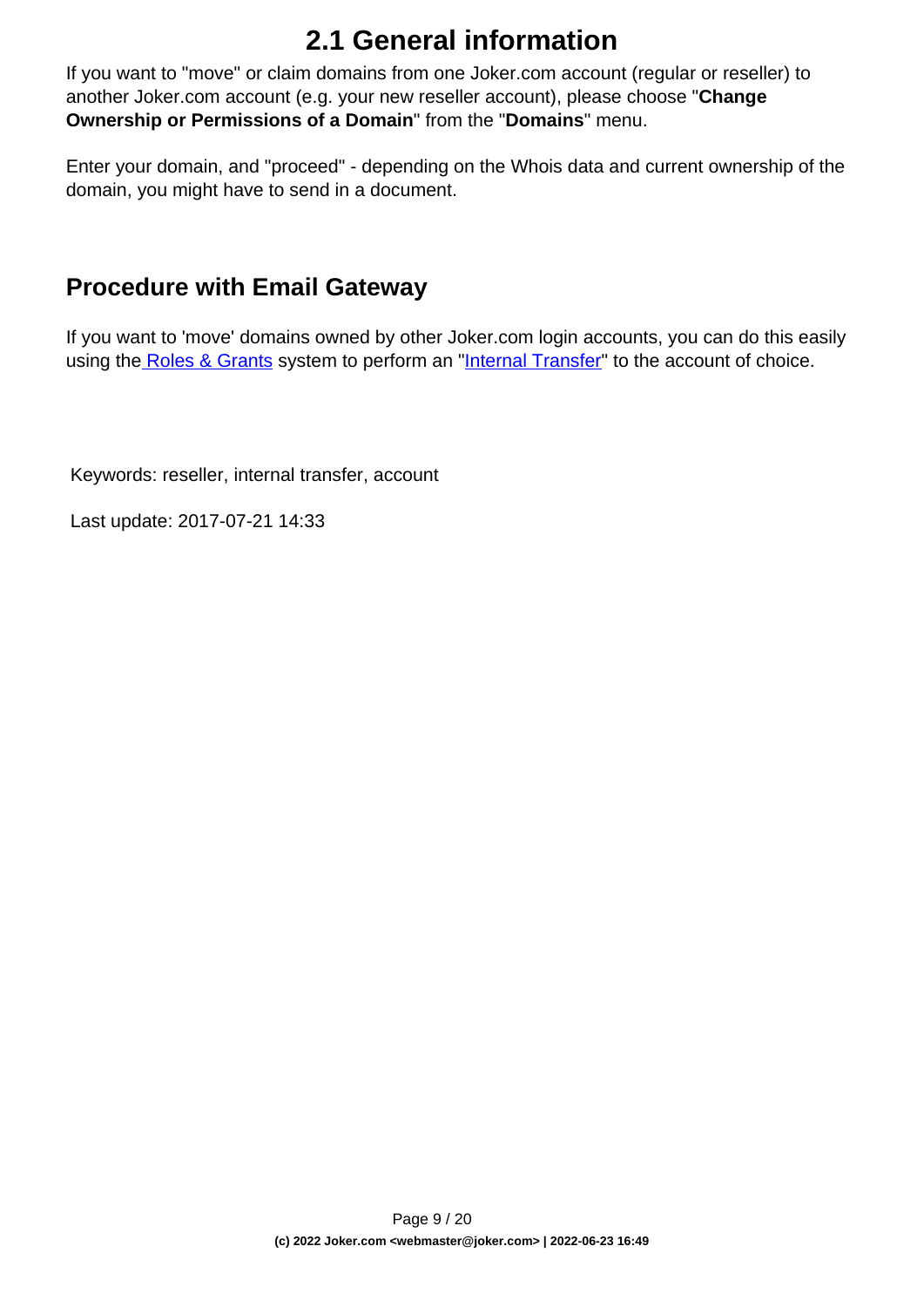# 2.1 General information

If you want to "move" or claim domains from one Joker.com account (regular or reseller) to another Joker.com account (e.g. your new reseller account), please choose "**Change Ownership or Permissions of a Domain**" from the "**Domains**" menu.

Enter your domain, and "proceed" - depending on the Whois data and current ownership of the domain, you might have to send in a document.

## Procedure with Email Gateway

If you want to 'move' domains owned by other Joker.com login accounts, you can do this easily using the Roles & Grants system to perform an "Internal Transfer" to the account of choice.

Keywords: reseller, internal transfer, account

Last update: 2017-07-21 14:33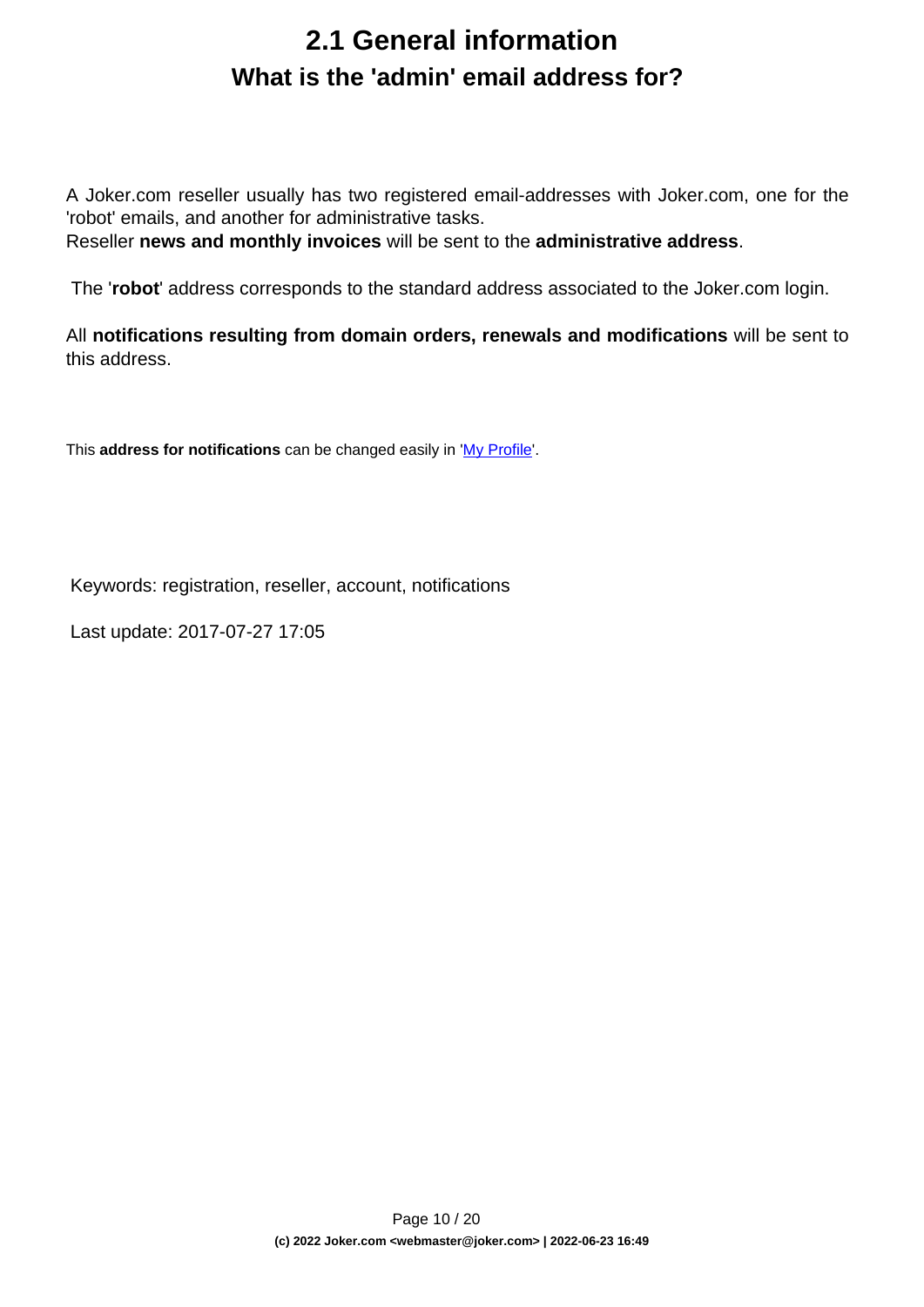# 2.1 General information

## What is the 'admin' email address for?

A Joker.com reseller usually has two registered email-addresses with Joker.com, one for the 'robot' emails, and another for administrative tasks.
Reseller **news and monthly invoices** will be sent to the **administrative address**.

The '**robot**' address corresponds to the standard address associated to the Joker.com login.

All **notifications resulting from domain orders, renewals and modifications** will be sent to this address.

This **address for notifications** can be changed easily in 'My Profile'.

Keywords: registration, reseller, account, notifications

Last update: 2017-07-27 17:05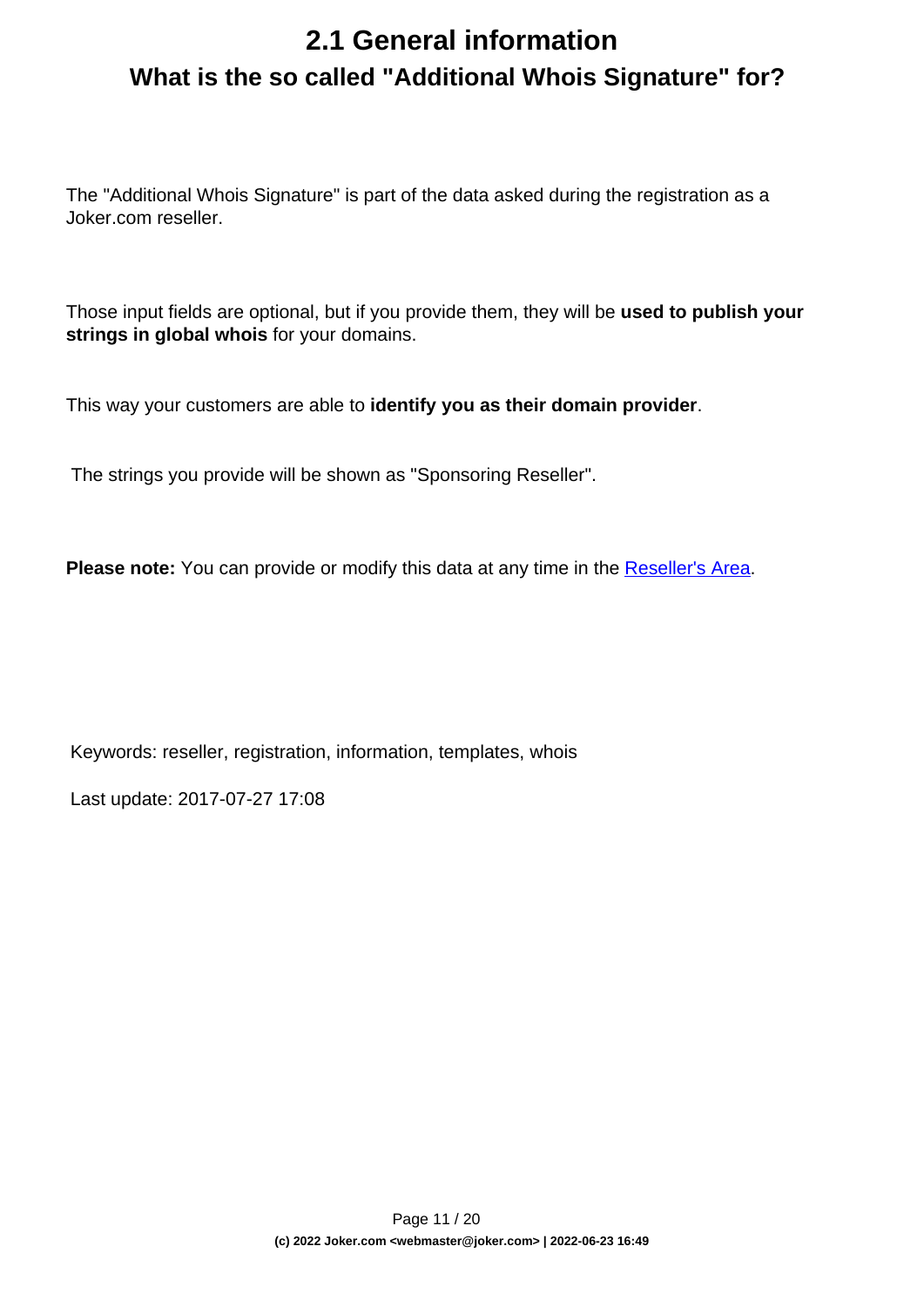# 2.1 General information

## What is the so called "Additional Whois Signature" for?

The "Additional Whois Signature" is part of the data asked during the registration as a Joker.com reseller.

Those input fields are optional, but if you provide them, they will be **used to publish your strings in global whois** for your domains.

This way your customers are able to **identify you as their domain provider**.

The strings you provide will be shown as "Sponsoring Reseller".

**Please note:** You can provide or modify this data at any time in the Reseller's Area.

Keywords: reseller, registration, information, templates, whois

Last update: 2017-07-27 17:08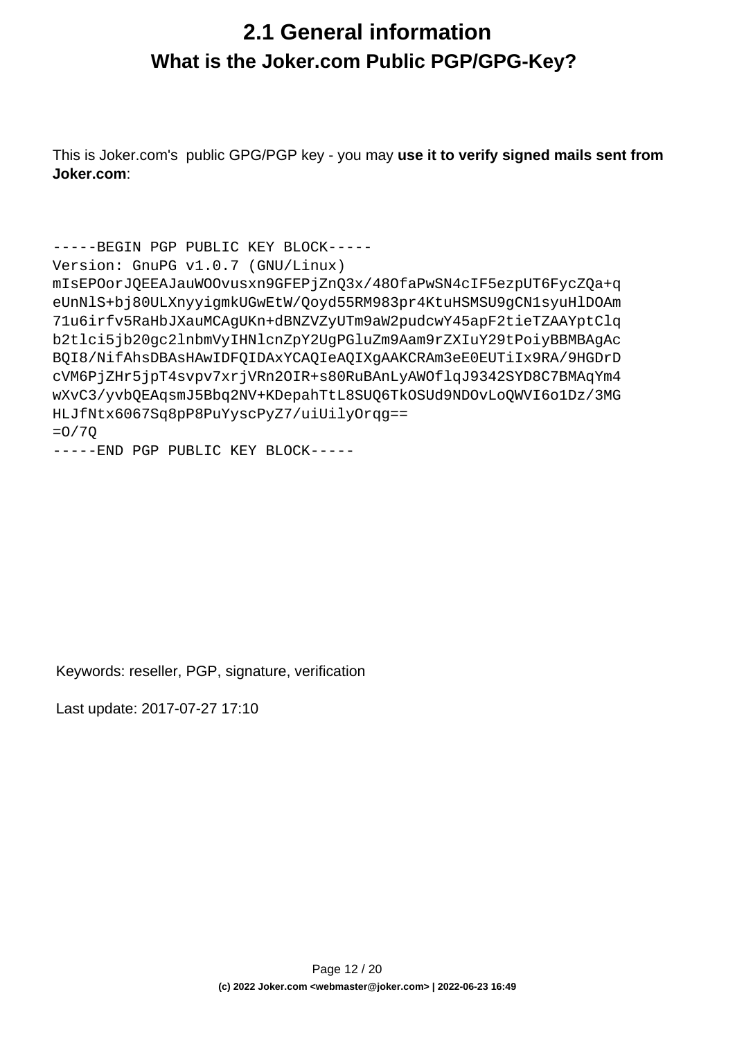# 2.1 General information

## What is the Joker.com Public PGP/GPG-Key?

This is Joker.com's public GPG/PGP key - you may **use it to verify signed mails sent from Joker.com**:

```
-----BEGIN PGP PUBLIC KEY BLOCK-----
Version: GnuPG v1.0.7 (GNU/Linux)
mIsEPOorJQEEAJauWOOvusxn9GFEPjZnQ3x/48OfaPwSN4cIF5ezpUT6FycZQa+q
eUnNlS+bj80ULXnyyigmkUGwEtW/Qoyd55RM983pr4KtuHSMSU9gCN1syuHlDOAm
71u6irfv5RaHbJXauMCAgUKn+dBNZVZyUTm9aW2pudcwY45apF2tieTZAAYptClq
b2tlci5jb20gc2lnbmVyIHNlcnZpY2UgPGluZm9Aam9rZXIuY29tPoiyBBMBAgAc
BQI8/NifAhsDBAsHAwIDFQIDAxYCAQIeAQIXgAAKCRAm3eE0EUTiIx9RA/9HGDrD
cVM6PjZHr5jpT4svpv7xrjVRn2OIR+s80RuBAnLyAWOflqJ9342SYD8C7BMAqYm4
wXvC3/yvbQEAqsmJ5Bbq2NV+KDepahTtL8SUQ6TkOSUd9NDOvLoQWVI6o1Dz/3MG
HLJfNtx6067Sq8pP8PuYyscPyZ7/uiUilyOrqg==
=O/7Q
-----END PGP PUBLIC KEY BLOCK-----
```

Keywords: reseller, PGP, signature, verification

Last update: 2017-07-27 17:10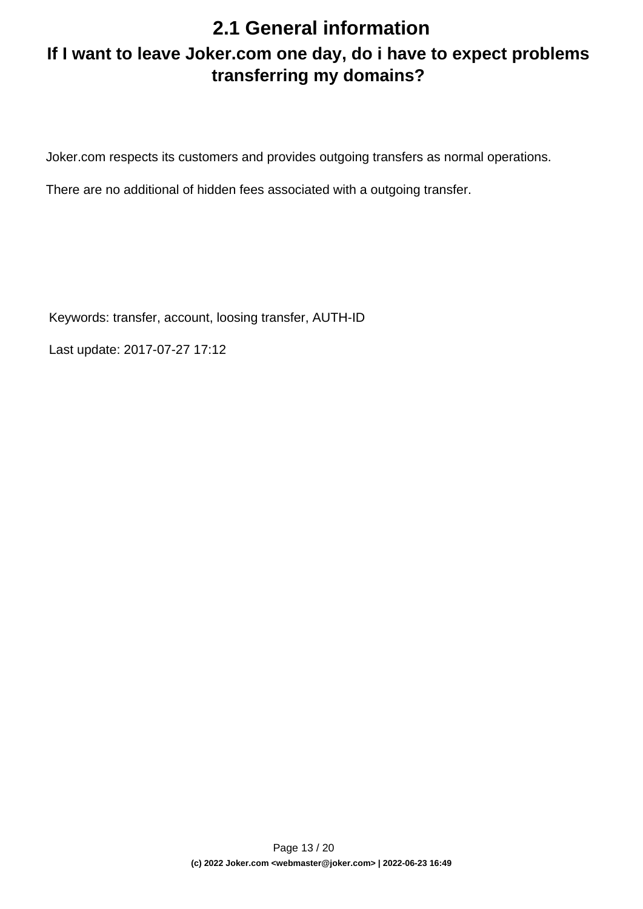# 2.1 General information

## If I want to leave Joker.com one day, do i have to expect problems transferring my domains?

Joker.com respects its customers and provides outgoing transfers as normal operations.

There are no additional of hidden fees associated with a outgoing transfer.

Keywords: transfer, account, loosing transfer, AUTH-ID

Last update: 2017-07-27 17:12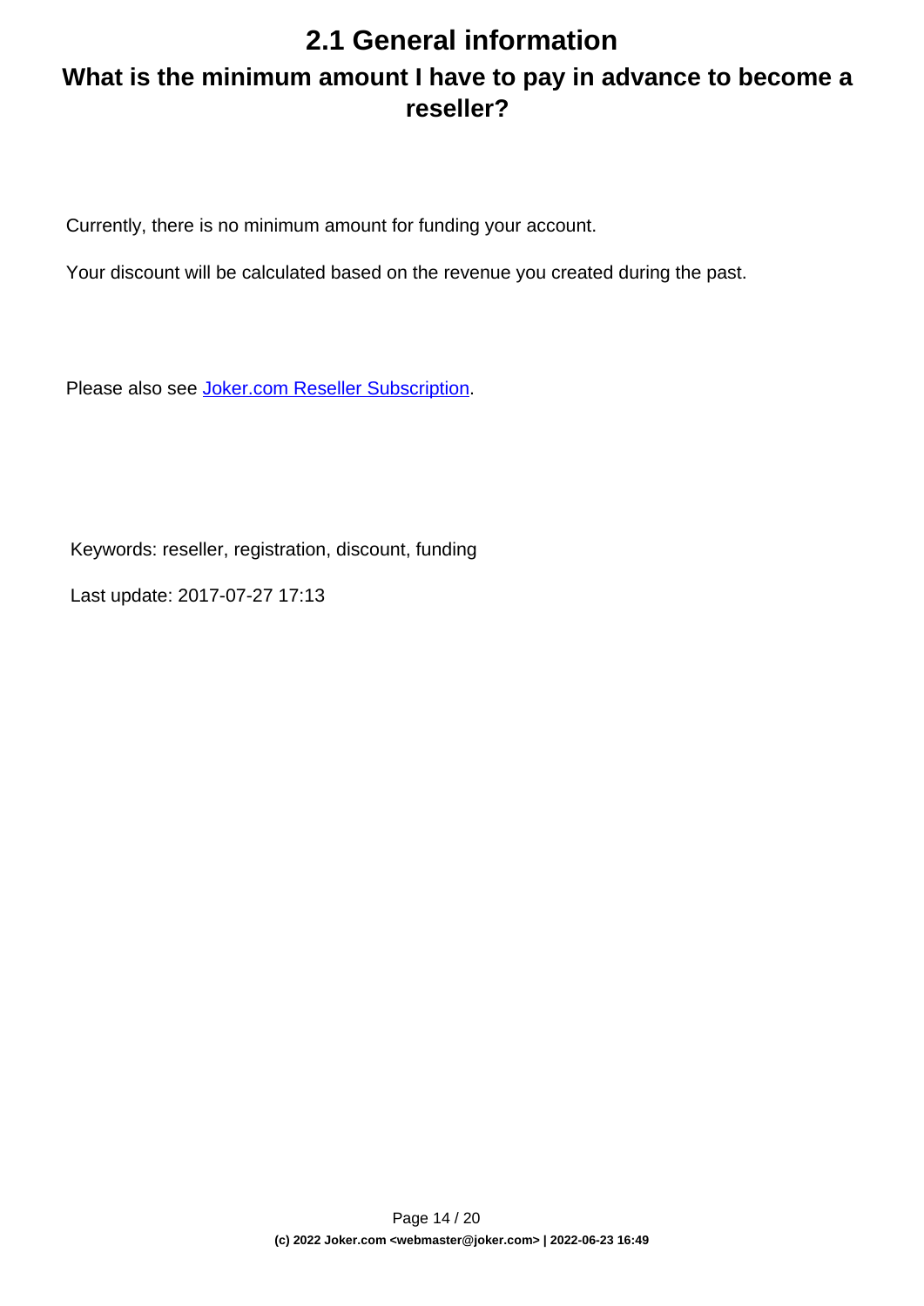# 2.1 General information

## What is the minimum amount I have to pay in advance to become a reseller?

Currently, there is no minimum amount for funding your account.

Your discount will be calculated based on the revenue you created during the past.

Please also see Joker.com Reseller Subscription.

Keywords: reseller, registration, discount, funding

Last update: 2017-07-27 17:13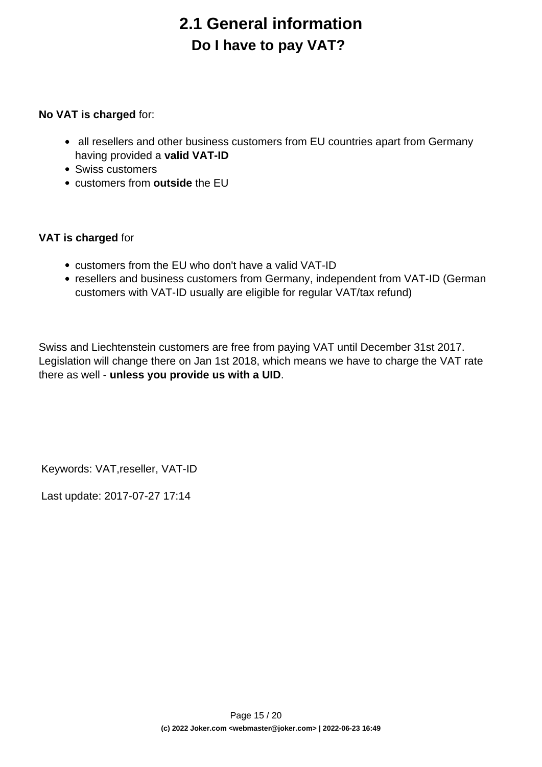# 2.1 General information

## Do I have to pay VAT?

**No VAT is charged** for:

- all resellers and other business customers from EU countries apart from Germany having provided a **valid VAT-ID**
- Swiss customers
- customers from **outside** the EU

**VAT is charged** for

- customers from the EU who don't have a valid VAT-ID
- resellers and business customers from Germany, independent from VAT-ID (German customers with VAT-ID usually are eligible for regular VAT/tax refund)

Swiss and Liechtenstein customers are free from paying VAT until December 31st 2017. Legislation will change there on Jan 1st 2018, which means we have to charge the VAT rate there as well - **unless you provide us with a UID**.

Keywords: VAT,reseller, VAT-ID

Last update: 2017-07-27 17:14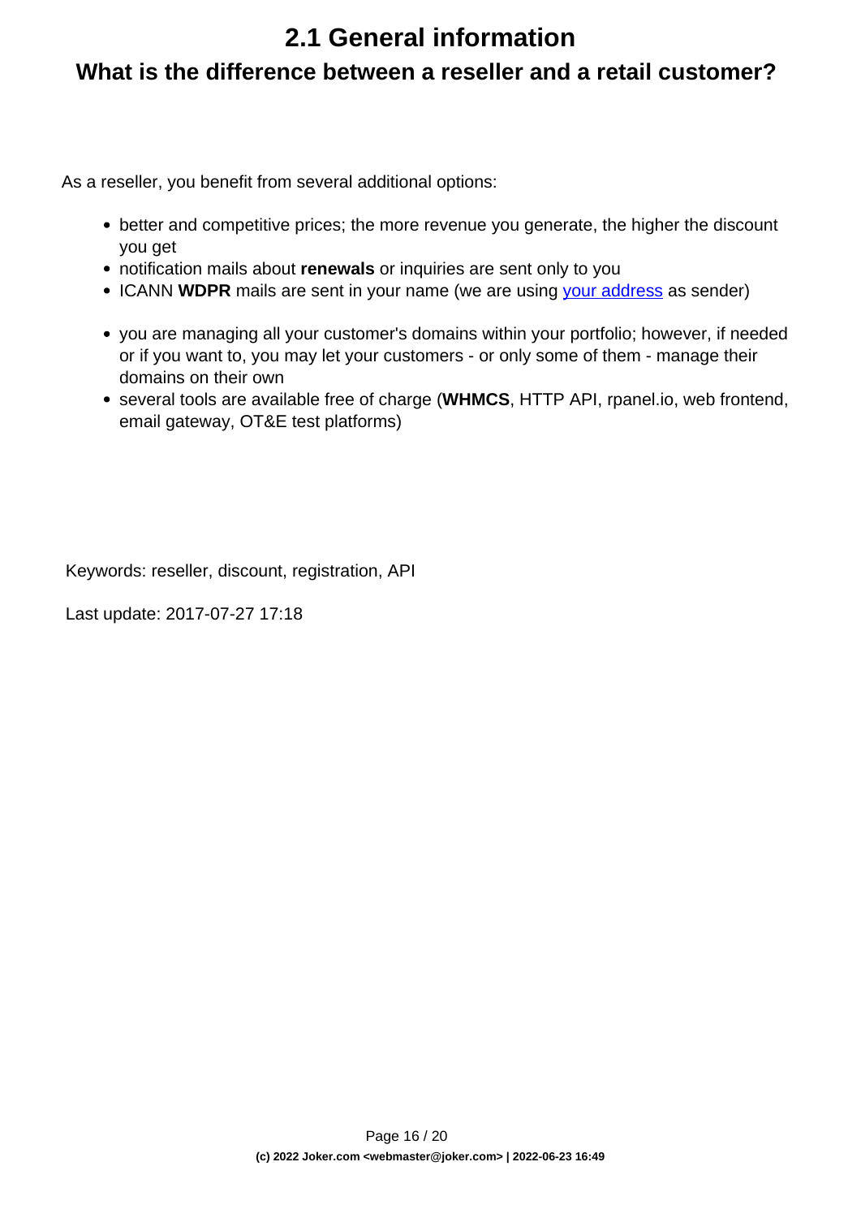# 2.1 General information

## What is the difference between a reseller and a retail customer?

As a reseller, you benefit from several additional options:

- better and competitive prices; the more revenue you generate, the higher the discount you get
- notification mails about **renewals** or inquiries are sent only to you
- ICANN **WDPR** mails are sent in your name (we are using [your address]() as sender)

- you are managing all your customer's domains within your portfolio; however, if needed or if you want to, you may let your customers - or only some of them - manage their domains on their own
- several tools are available free of charge (**WHMCS**, HTTP API, rpanel.io, web frontend, email gateway, OT&E test platforms)

Keywords: reseller, discount, registration, API

Last update: 2017-07-27 17:18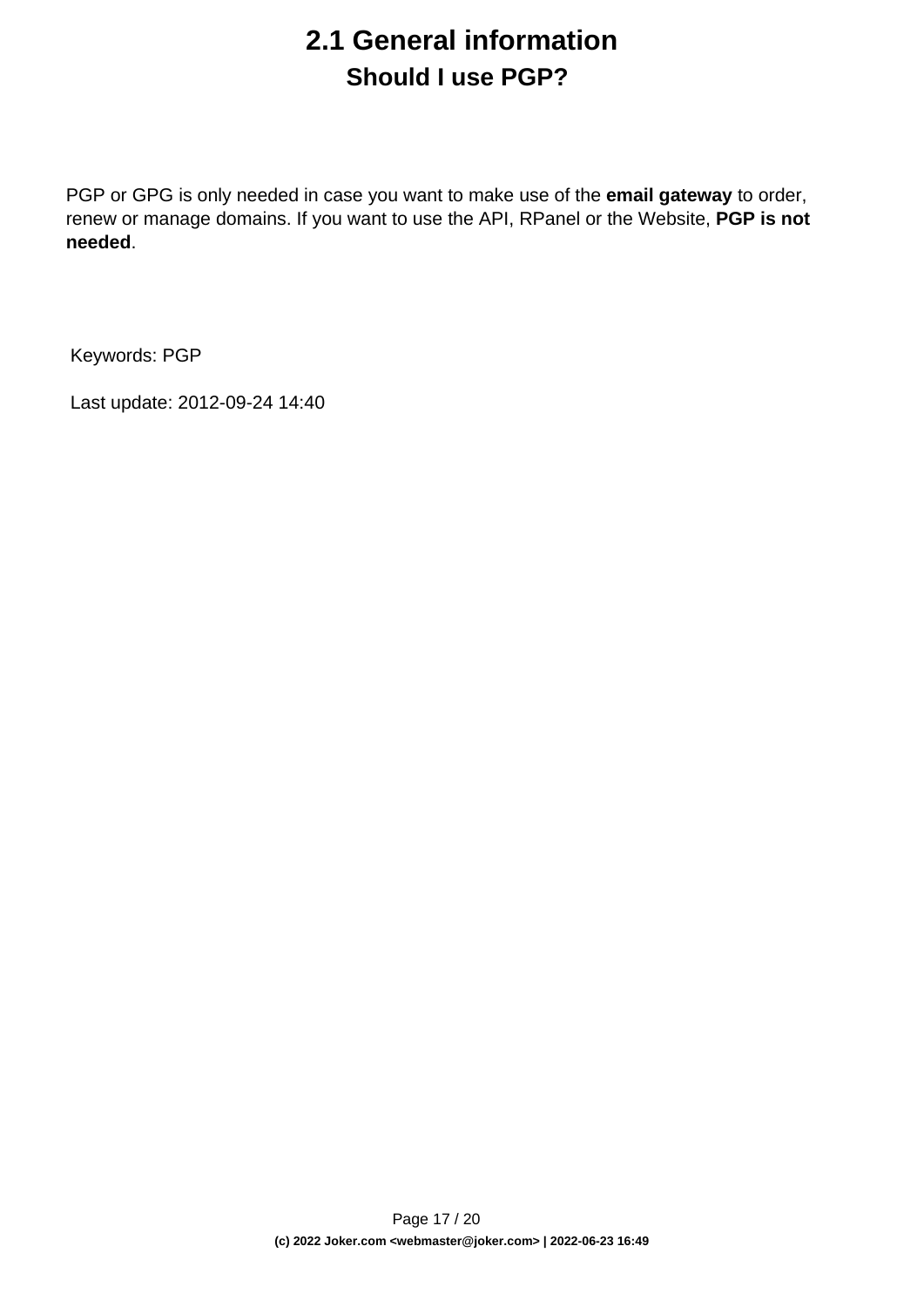# 2.1 General information

## Should I use PGP?

PGP or GPG is only needed in case you want to make use of the **email gateway** to order, renew or manage domains. If you want to use the API, RPanel or the Website, **PGP is not needed**.

Keywords: PGP

Last update: 2012-09-24 14:40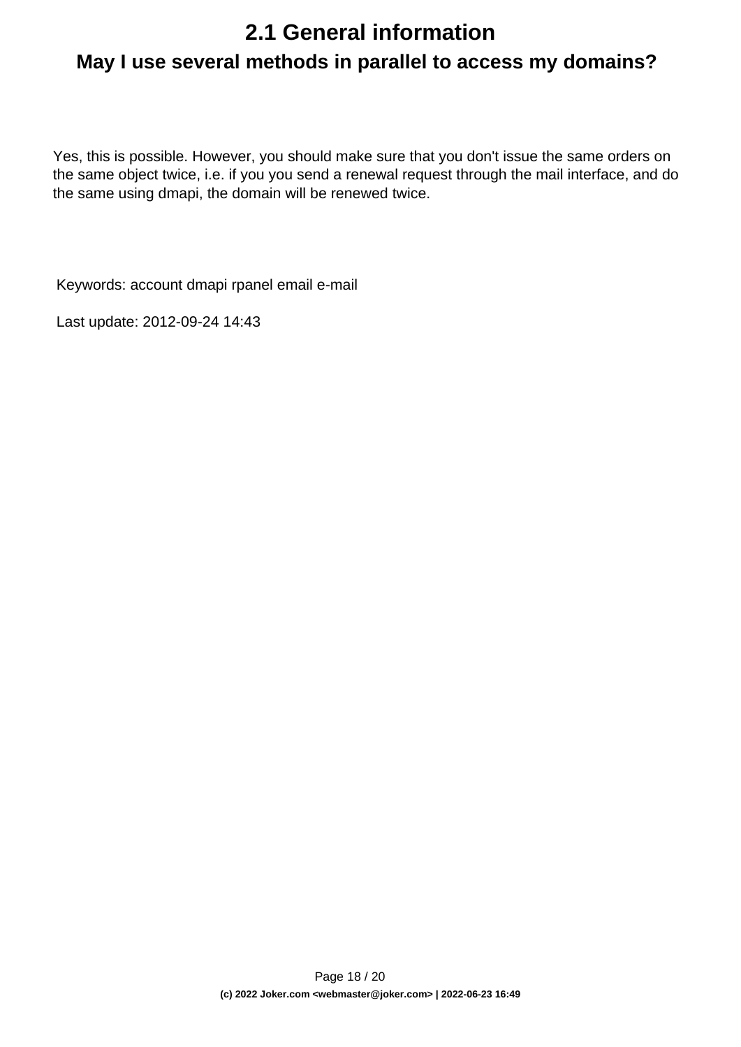# 2.1 General information

## May I use several methods in parallel to access my domains?

Yes, this is possible. However, you should make sure that you don't issue the same orders on the same object twice, i.e. if you you send a renewal request through the mail interface, and do the same using dmapi, the domain will be renewed twice.

Keywords: account dmapi rpanel email e-mail

Last update: 2012-09-24 14:43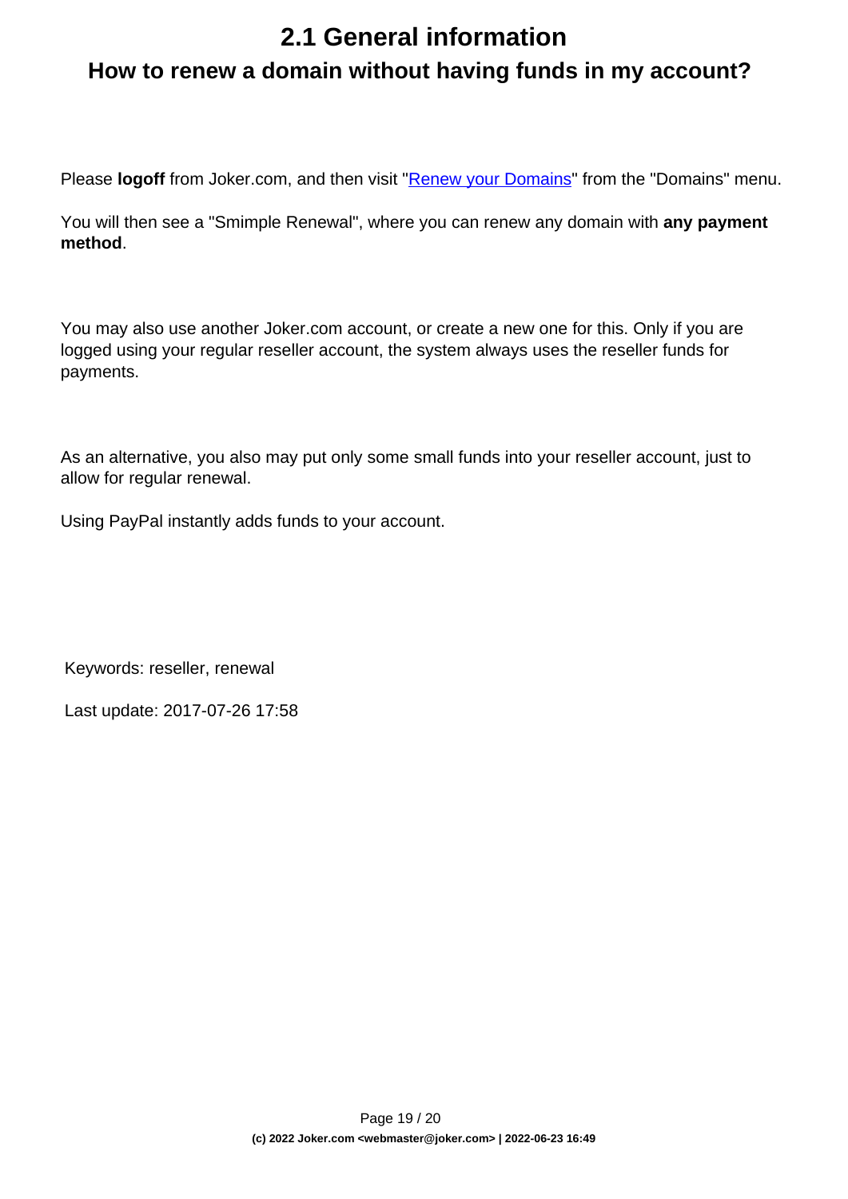# 2.1 General information

## How to renew a domain without having funds in my account?

Please **logoff** from Joker.com, and then visit "[Renew your Domains]" from the "Domains" menu.

You will then see a "Smimple Renewal", where you can renew any domain with **any payment method**.

You may also use another Joker.com account, or create a new one for this. Only if you are logged using your regular reseller account, the system always uses the reseller funds for payments.

As an alternative, you also may put only some small funds into your reseller account, just to allow for regular renewal.

Using PayPal instantly adds funds to your account.

Keywords: reseller, renewal

Last update: 2017-07-26 17:58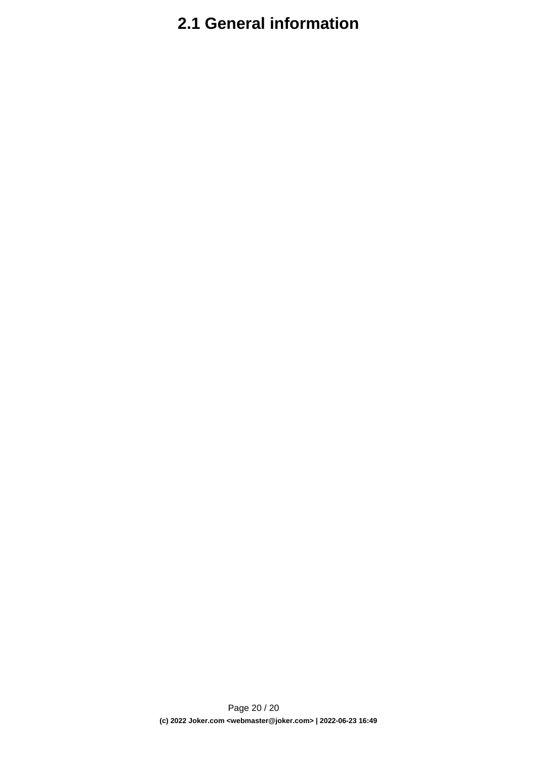# 2.1 General information